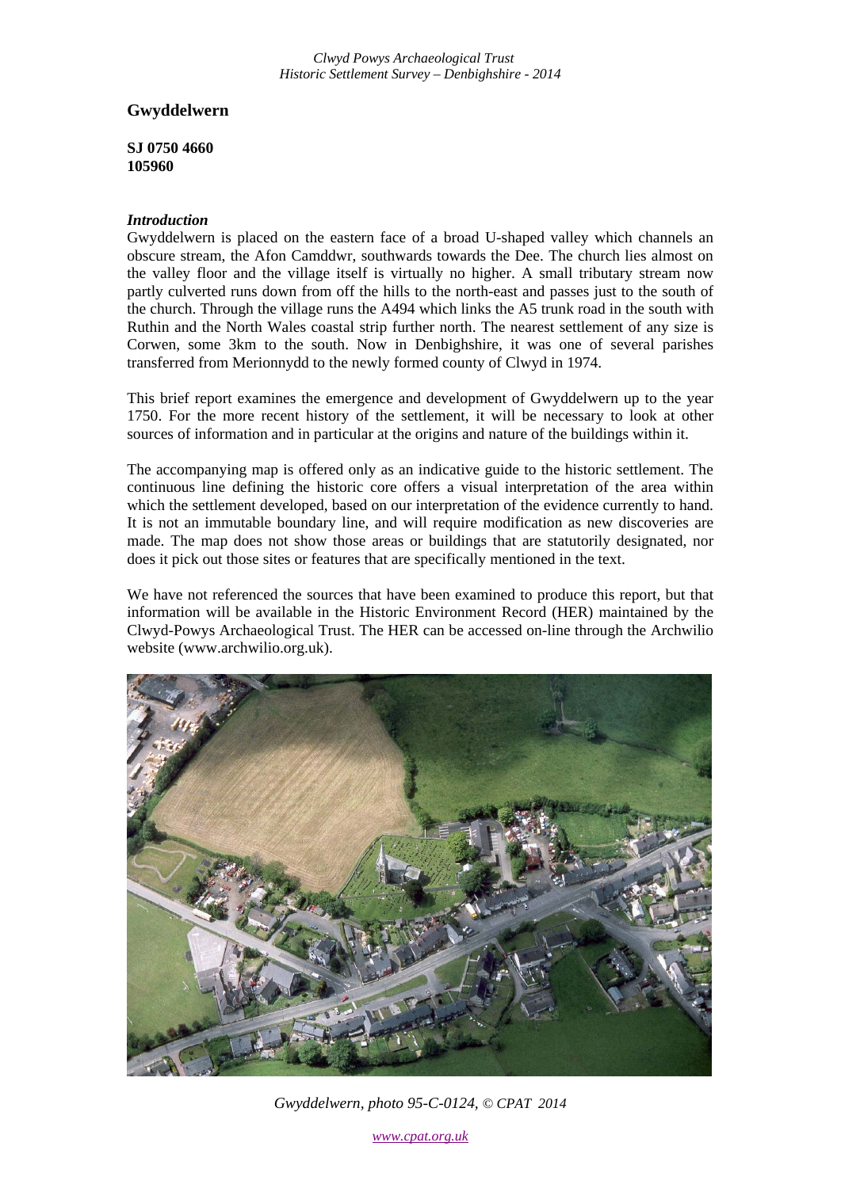# Gwyddelwern

**SJ 0750 4660**
**105960**

### *Introduction*

Gwyddelwern is placed on the eastern face of a broad U-shaped valley which channels an obscure stream, the Afon Camddwr, southwards towards the Dee. The church lies almost on the valley floor and the village itself is virtually no higher. A small tributary stream now partly culverted runs down from off the hills to the north-east and passes just to the south of the church. Through the village runs the A494 which links the A5 trunk road in the south with Ruthin and the North Wales coastal strip further north. The nearest settlement of any size is Corwen, some 3km to the south. Now in Denbighshire, it was one of several parishes transferred from Merionnydd to the newly formed county of Clwyd in 1974.

This brief report examines the emergence and development of Gwyddelwern up to the year 1750. For the more recent history of the settlement, it will be necessary to look at other sources of information and in particular at the origins and nature of the buildings within it.

The accompanying map is offered only as an indicative guide to the historic settlement. The continuous line defining the historic core offers a visual interpretation of the area within which the settlement developed, based on our interpretation of the evidence currently to hand. It is not an immutable boundary line, and will require modification as new discoveries are made. The map does not show those areas or buildings that are statutorily designated, nor does it pick out those sites or features that are specifically mentioned in the text.

We have not referenced the sources that have been examined to produce this report, but that information will be available in the Historic Environment Record (HER) maintained by the Clwyd-Powys Archaeological Trust. The HER can be accessed on-line through the Archwilio website (www.archwilio.org.uk).

*Gwyddelwern, photo 95-C-0124, © CPAT 2014*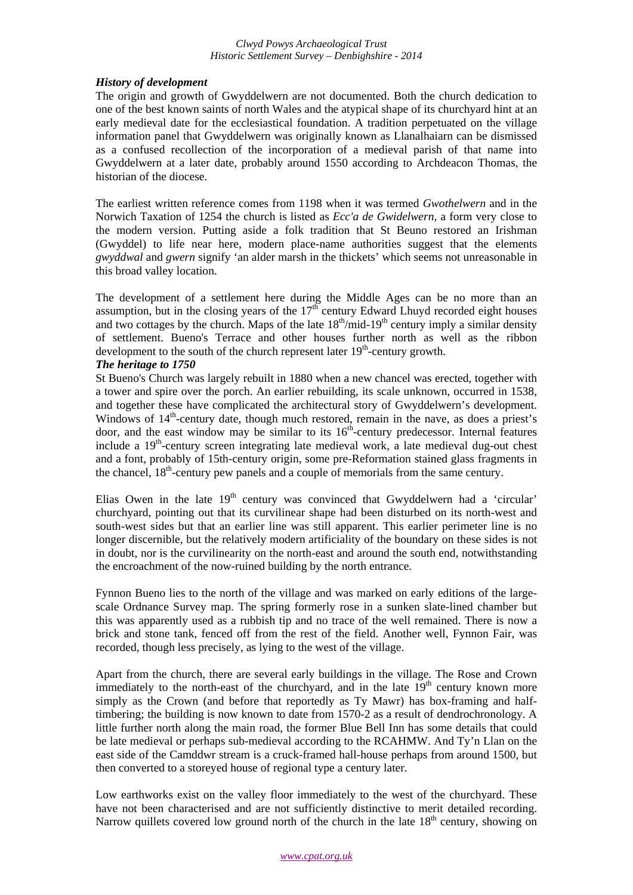### *History of development*

The origin and growth of Gwyddelwern are not documented. Both the church dedication to one of the best known saints of north Wales and the atypical shape of its churchyard hint at an early medieval date for the ecclesiastical foundation. A tradition perpetuated on the village information panel that Gwyddelwern was originally known as Llanalhaiarn can be dismissed as a confused recollection of the incorporation of a medieval parish of that name into Gwyddelwern at a later date, probably around 1550 according to Archdeacon Thomas, the historian of the diocese.

The earliest written reference comes from 1198 when it was termed *Gwothelwern* and in the Norwich Taxation of 1254 the church is listed as *Ecc'a de Gwidelwern*, a form very close to the modern version. Putting aside a folk tradition that St Beuno restored an Irishman (Gwyddel) to life near here, modern place-name authorities suggest that the elements *gwyddwal* and *gwern* signify 'an alder marsh in the thickets' which seems not unreasonable in this broad valley location.

The development of a settlement here during the Middle Ages can be no more than an assumption, but in the closing years of the 17th century Edward Lhuyd recorded eight houses and two cottages by the church. Maps of the late 18th/mid-19th century imply a similar density of settlement. Bueno's Terrace and other houses further north as well as the ribbon development to the south of the church represent later 19th-century growth.

### *The heritage to 1750*

St Bueno's Church was largely rebuilt in 1880 when a new chancel was erected, together with a tower and spire over the porch. An earlier rebuilding, its scale unknown, occurred in 1538, and together these have complicated the architectural story of Gwyddelwern's development. Windows of 14th-century date, though much restored, remain in the nave, as does a priest's door, and the east window may be similar to its 16th-century predecessor. Internal features include a 19th-century screen integrating late medieval work, a late medieval dug-out chest and a font, probably of 15th-century origin, some pre-Reformation stained glass fragments in the chancel, 18th-century pew panels and a couple of memorials from the same century.

Elias Owen in the late 19th century was convinced that Gwyddelwern had a 'circular' churchyard, pointing out that its curvilinear shape had been disturbed on its north-west and south-west sides but that an earlier line was still apparent. This earlier perimeter line is no longer discernible, but the relatively modern artificiality of the boundary on these sides is not in doubt, nor is the curvilinearity on the north-east and around the south end, notwithstanding the encroachment of the now-ruined building by the north entrance.

Fynnon Bueno lies to the north of the village and was marked on early editions of the large-scale Ordnance Survey map. The spring formerly rose in a sunken slate-lined chamber but this was apparently used as a rubbish tip and no trace of the well remained. There is now a brick and stone tank, fenced off from the rest of the field. Another well, Fynnon Fair, was recorded, though less precisely, as lying to the west of the village.

Apart from the church, there are several early buildings in the village. The Rose and Crown immediately to the north-east of the churchyard, and in the late 19th century known more simply as the Crown (and before that reportedly as Ty Mawr) has box-framing and half-timbering; the building is now known to date from 1570-2 as a result of dendrochronology. A little further north along the main road, the former Blue Bell Inn has some details that could be late medieval or perhaps sub-medieval according to the RCAHMW. And Ty'n Llan on the east side of the Camddwr stream is a cruck-framed hall-house perhaps from around 1500, but then converted to a storeyed house of regional type a century later.

Low earthworks exist on the valley floor immediately to the west of the churchyard. These have not been characterised and are not sufficiently distinctive to merit detailed recording. Narrow quillets covered low ground north of the church in the late 18th century, showing on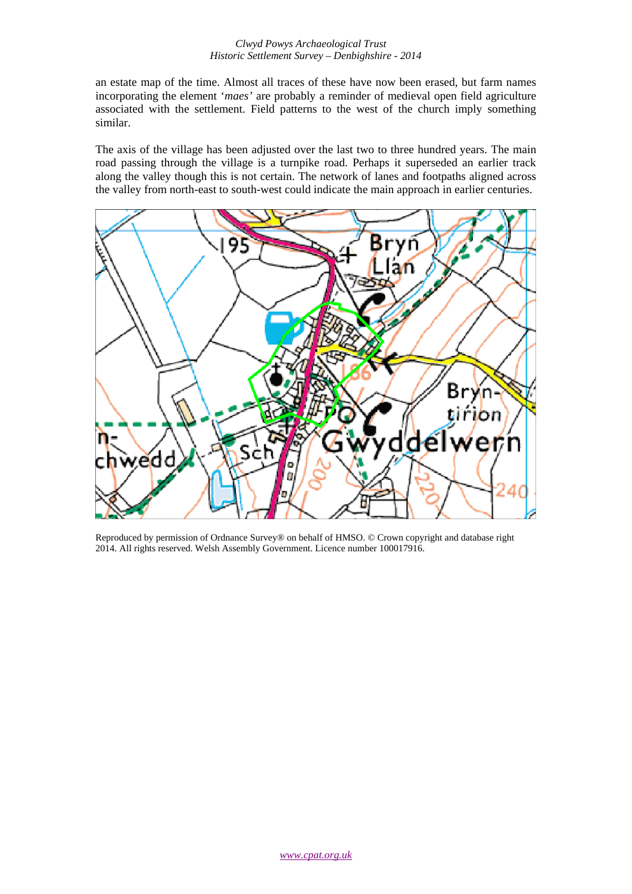an estate map of the time. Almost all traces of these have now been erased, but farm names incorporating the element '*maes*' are probably a reminder of medieval open field agriculture associated with the settlement. Field patterns to the west of the church imply something similar.

The axis of the village has been adjusted over the last two to three hundred years. The main road passing through the village is a turnpike road. Perhaps it superseded an earlier track along the valley though this is not certain. The network of lanes and footpaths aligned across the valley from north-east to south-west could indicate the main approach in earlier centuries.

195
Bryn Llan
186
Bryn-tirion
PO
Gwyddelwern
n-chwedd
Sch
200
220
240

Reproduced by permission of Ordnance Survey® on behalf of HMSO. © Crown copyright and database right 2014. All rights reserved. Welsh Assembly Government. Licence number 100017916.